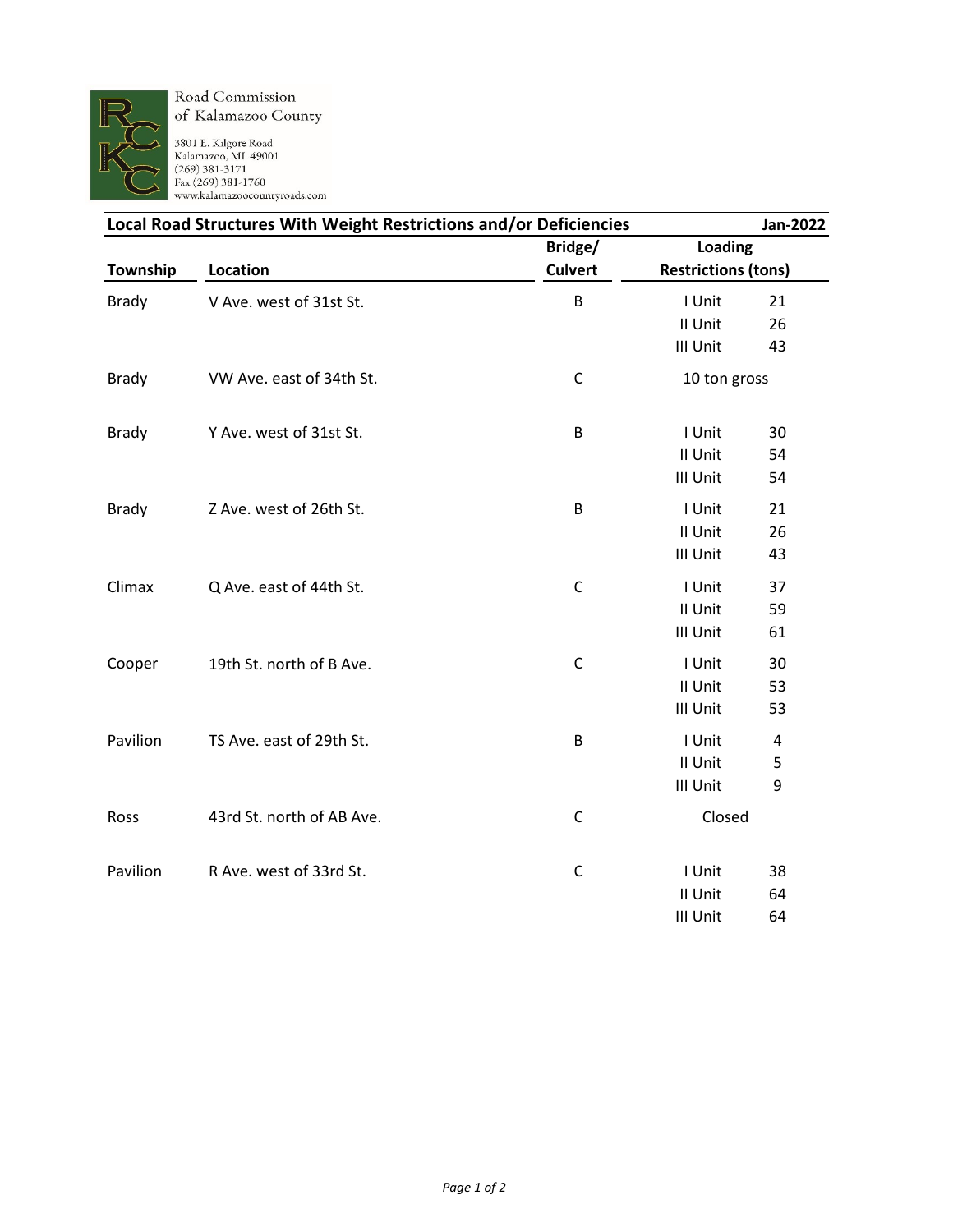Road Commission
of Kalamazoo County

3801 E. Kilgore Road
Kalamazoo, MI 49001
(269) 381-3171
Fax (269) 381-1760
www.kalamazoocountyroads.com

## Local Road Structures With Weight Restrictions and/or Deficiencies — Jan-2022

| Township | Location | Bridge/ Culvert | Loading Restrictions (tons) | |
|---|---|---|---|---|
| Brady | V Ave. west of 31st St. | B | I Unit | 21 |
| | | | II Unit | 26 |
| | | | III Unit | 43 |
| Brady | VW Ave. east of 34th St. | C | 10 ton gross | |
| Brady | Y Ave. west of 31st St. | B | I Unit | 30 |
| | | | II Unit | 54 |
| | | | III Unit | 54 |
| Brady | Z Ave. west of 26th St. | B | I Unit | 21 |
| | | | II Unit | 26 |
| | | | III Unit | 43 |
| Climax | Q Ave. east of 44th St. | C | I Unit | 37 |
| | | | II Unit | 59 |
| | | | III Unit | 61 |
| Cooper | 19th St. north of B Ave. | C | I Unit | 30 |
| | | | II Unit | 53 |
| | | | III Unit | 53 |
| Pavilion | TS Ave. east of 29th St. | B | I Unit | 4 |
| | | | II Unit | 5 |
| | | | III Unit | 9 |
| Ross | 43rd St. north of AB Ave. | C | Closed | |
| Pavilion | R Ave. west of 33rd St. | C | I Unit | 38 |
| | | | II Unit | 64 |
| | | | III Unit | 64 |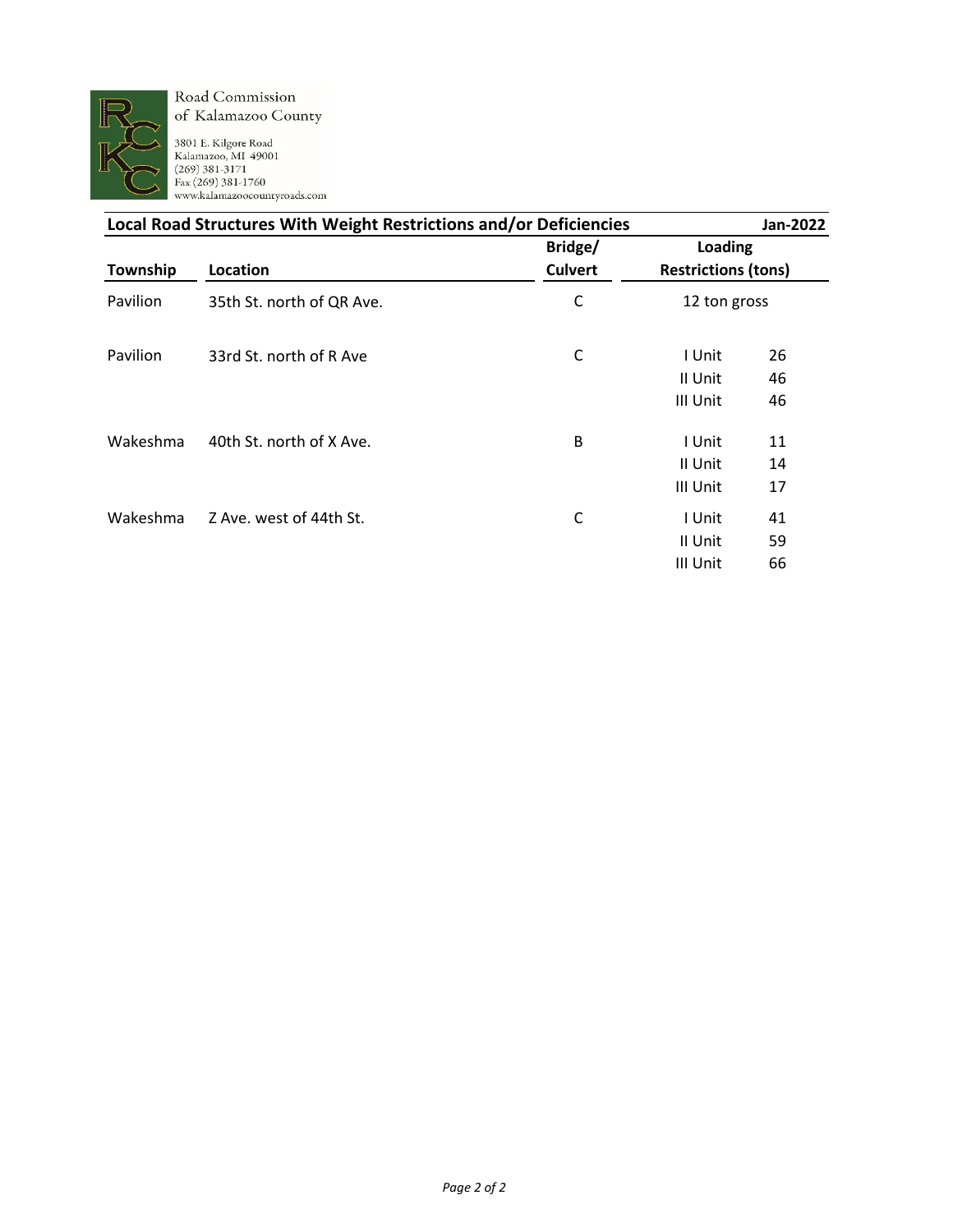Road Commission of Kalamazoo County

3801 E. Kilgore Road
Kalamazoo, MI 49001
(269) 381-3171
Fax (269) 381-1760
www.kalamazoocountyroads.com

## Local Road Structures With Weight Restrictions and/or Deficiencies — Jan-2022

| Township | Location | Bridge/ Culvert | Loading Restrictions (tons) | |
|---|---|---|---|---|
| Pavilion | 35th St. north of QR Ave. | C | 12 ton gross | |
| Pavilion | 33rd St. north of R Ave | C | I Unit | 26 |
| | | | II Unit | 46 |
| | | | III Unit | 46 |
| Wakeshma | 40th St. north of X Ave. | B | I Unit | 11 |
| | | | II Unit | 14 |
| | | | III Unit | 17 |
| Wakeshma | Z Ave. west of 44th St. | C | I Unit | 41 |
| | | | II Unit | 59 |
| | | | III Unit | 66 |